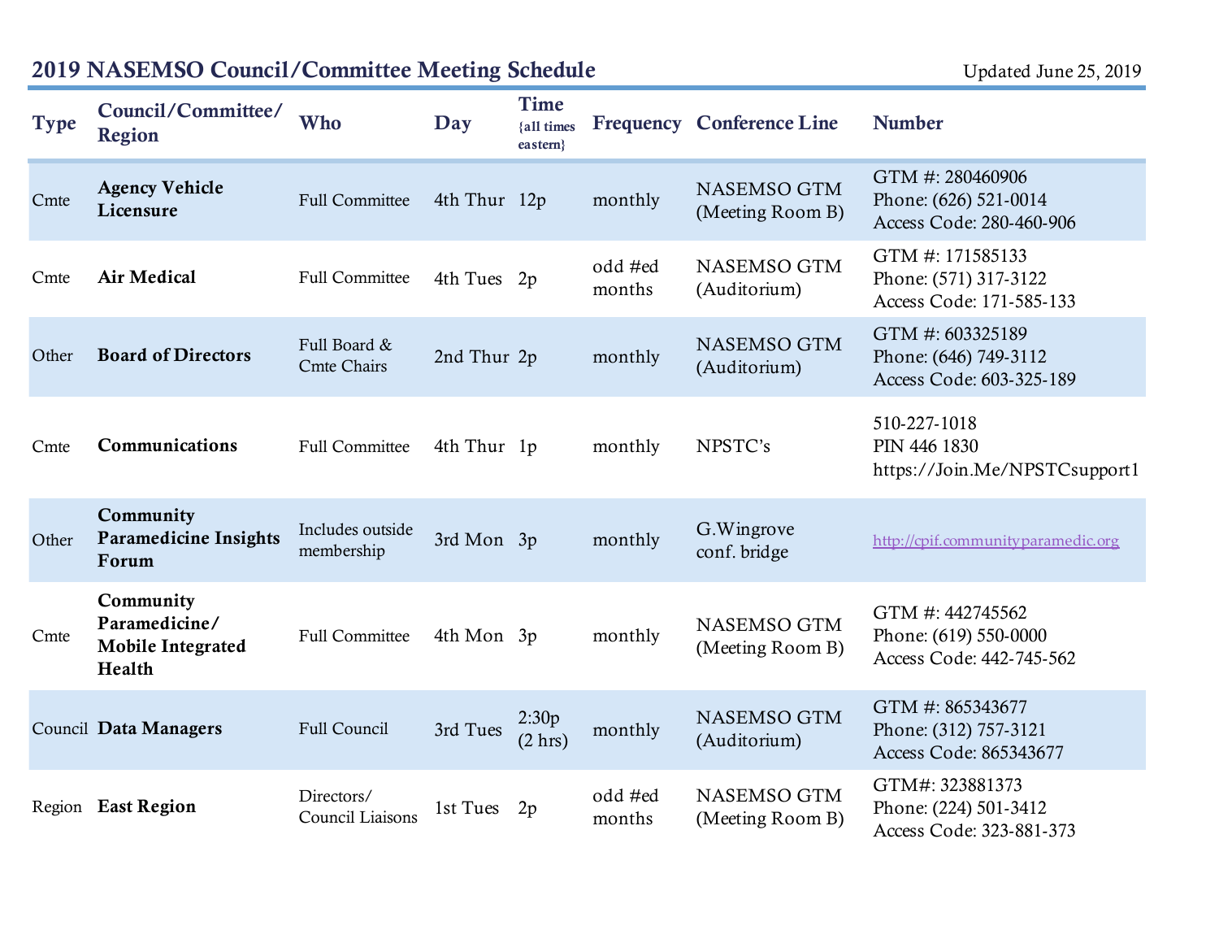## 2019 NASEMSO Council/Committee Meeting Schedule

Updated June 25, 2019

| Type | Council/Committee/ Region | Who | Day | Time {all times eastern} | Frequency | Conference Line | Number |
|---|---|---|---|---|---|---|---|
| Cmte | **Agency Vehicle Licensure** | Full Committee | 4th Thur | 12p | monthly | NASEMSO GTM (Meeting Room B) | GTM #: 280460906<br>Phone: (626) 521-0014<br>Access Code: 280-460-906 |
| Cmte | **Air Medical** | Full Committee | 4th Tues | 2p | odd #ed months | NASEMSO GTM (Auditorium) | GTM #: 171585133<br>Phone: (571) 317-3122<br>Access Code: 171-585-133 |
| Other | **Board of Directors** | Full Board & Cmte Chairs | 2nd Thur | 2p | monthly | NASEMSO GTM (Auditorium) | GTM #: 603325189<br>Phone: (646) 749-3112<br>Access Code: 603-325-189 |
| Cmte | **Communications** | Full Committee | 4th Thur | 1p | monthly | NPSTC's | 510-227-1018<br>PIN 446 1830<br>https://Join.Me/NPSTCsupport1 |
| Other | **Community Paramedicine Insights Forum** | Includes outside membership | 3rd Mon | 3p | monthly | G.Wingrove conf. bridge | http://cpif.communityparamedic.org |
| Cmte | **Community Paramedicine/ Mobile Integrated Health** | Full Committee | 4th Mon | 3p | monthly | NASEMSO GTM (Meeting Room B) | GTM #: 442745562<br>Phone: (619) 550-0000<br>Access Code: 442-745-562 |
| Council | **Data Managers** | Full Council | 3rd Tues | 2:30p (2 hrs) | monthly | NASEMSO GTM (Auditorium) | GTM #: 865343677<br>Phone: (312) 757-3121<br>Access Code: 865343677 |
| Region | **East Region** | Directors/ Council Liaisons | 1st Tues | 2p | odd #ed months | NASEMSO GTM (Meeting Room B) | GTM#: 323881373<br>Phone: (224) 501-3412<br>Access Code: 323-881-373 |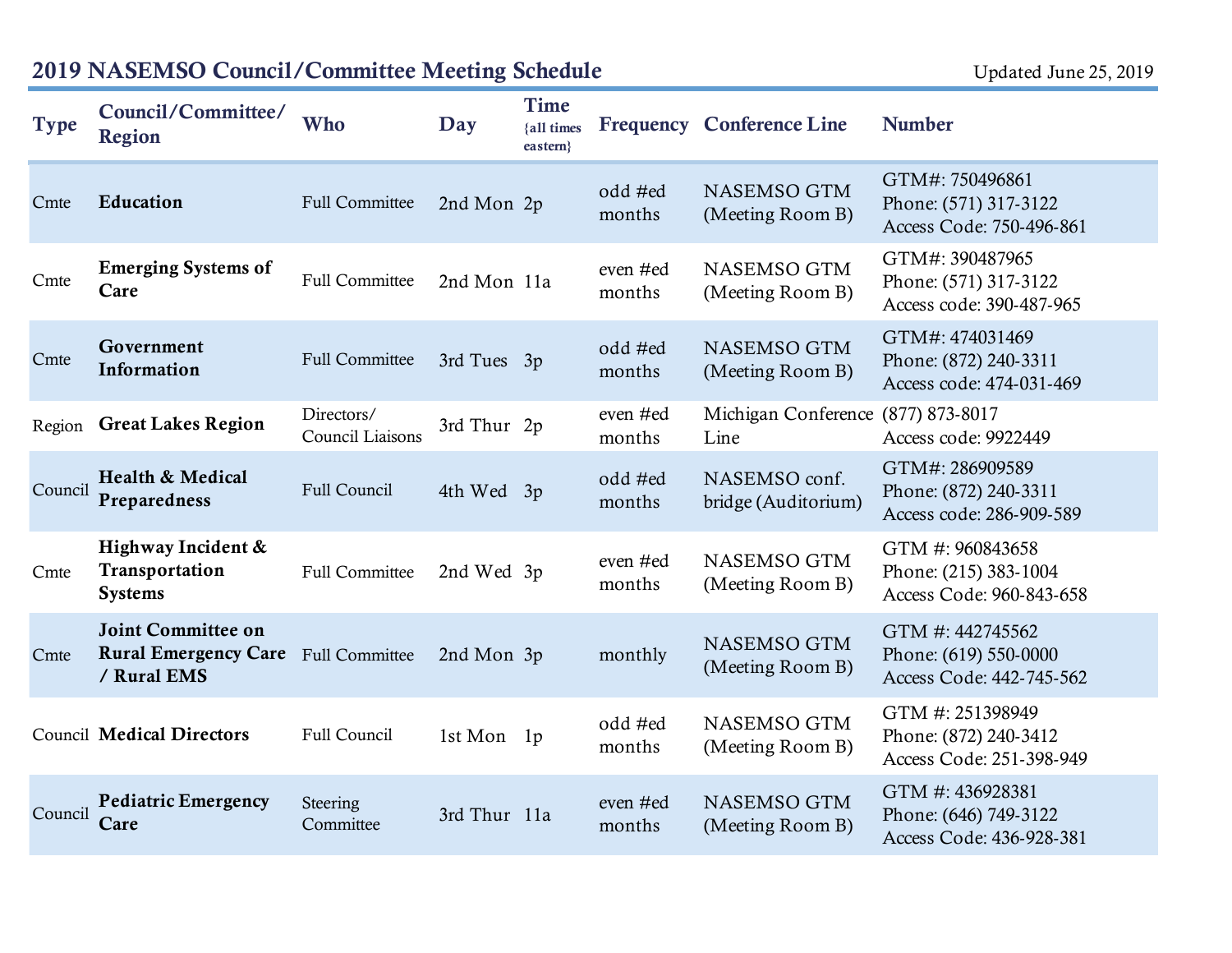## 2019 NASEMSO Council/Committee Meeting Schedule

Updated June 25, 2019

| Type | Council/Committee/ Region | Who | Day | Time {all times eastern} | Frequency | Conference Line | Number |
|---|---|---|---|---|---|---|---|
| Cmte | **Education** | Full Committee | 2nd Mon | 2p | odd #ed months | NASEMSO GTM (Meeting Room B) | GTM#: 750496861<br>Phone: (571) 317-3122<br>Access Code: 750-496-861 |
| Cmte | **Emerging Systems of Care** | Full Committee | 2nd Mon | 11a | even #ed months | NASEMSO GTM (Meeting Room B) | GTM#: 390487965<br>Phone: (571) 317-3122<br>Access code: 390-487-965 |
| Cmte | **Government Information** | Full Committee | 3rd Tues | 3p | odd #ed months | NASEMSO GTM (Meeting Room B) | GTM#: 474031469<br>Phone: (872) 240-3311<br>Access code: 474-031-469 |
| Region | **Great Lakes Region** | Directors/ Council Liaisons | 3rd Thur | 2p | even #ed months | Michigan Conference Line | (877) 873-8017<br>Access code: 9922449 |
| Council | **Health & Medical Preparedness** | Full Council | 4th Wed | 3p | odd #ed months | NASEMSO conf. bridge (Auditorium) | GTM#: 286909589<br>Phone: (872) 240-3311<br>Access code: 286-909-589 |
| Cmte | **Highway Incident & Transportation Systems** | Full Committee | 2nd Wed | 3p | even #ed months | NASEMSO GTM (Meeting Room B) | GTM #: 960843658<br>Phone: (215) 383-1004<br>Access Code: 960-843-658 |
| Cmte | **Joint Committee on Rural Emergency Care / Rural EMS** | Full Committee | 2nd Mon | 3p | monthly | NASEMSO GTM (Meeting Room B) | GTM #: 442745562<br>Phone: (619) 550-0000<br>Access Code: 442-745-562 |
| Council | **Medical Directors** | Full Council | 1st Mon | 1p | odd #ed months | NASEMSO GTM (Meeting Room B) | GTM #: 251398949<br>Phone: (872) 240-3412<br>Access Code: 251-398-949 |
| Council | **Pediatric Emergency Care** | Steering Committee | 3rd Thur | 11a | even #ed months | NASEMSO GTM (Meeting Room B) | GTM #: 436928381<br>Phone: (646) 749-3122<br>Access Code: 436-928-381 |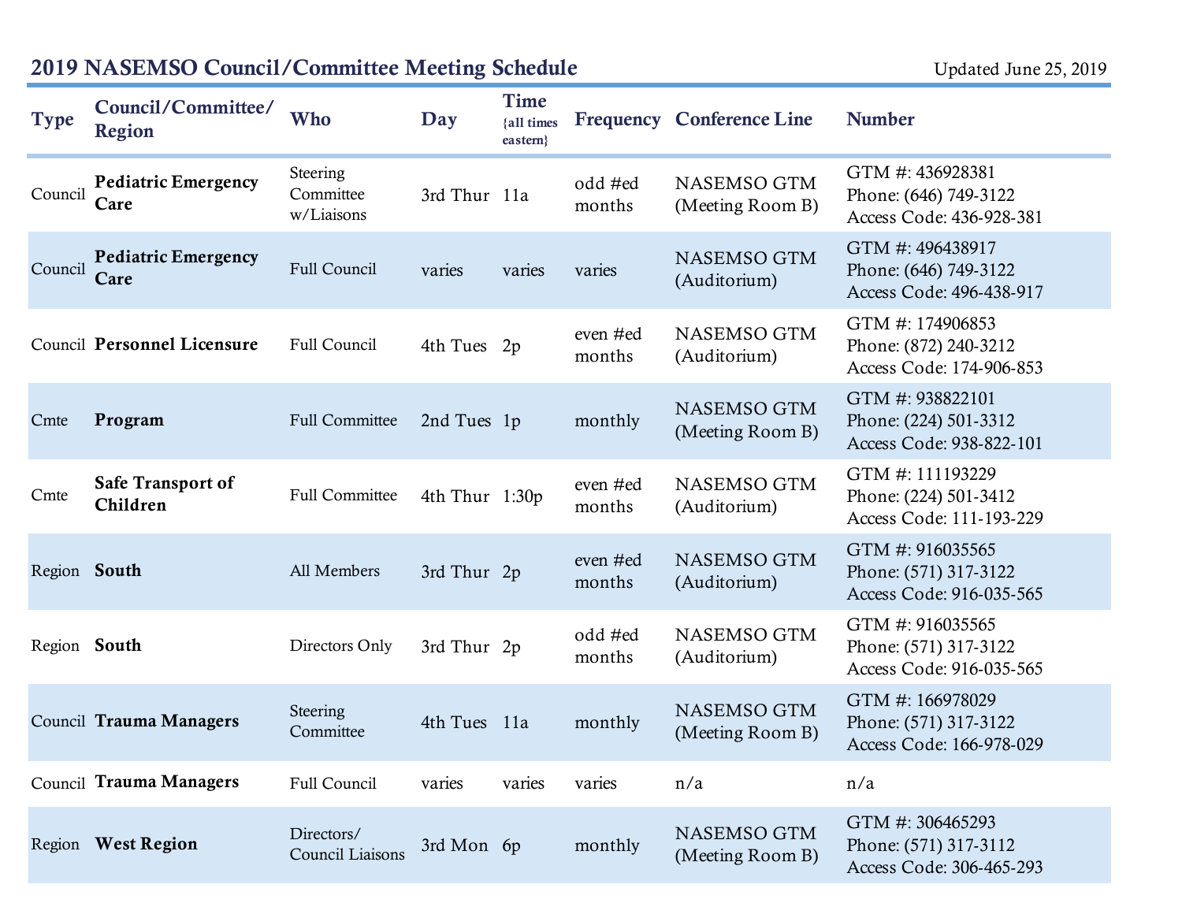## 2019 NASEMSO Council/Committee Meeting Schedule

Updated June 25, 2019

| Type | Council/Committee/ Region | Who | Day | Time {all times eastern} | Frequency | Conference Line | Number |
|---|---|---|---|---|---|---|---|
| Council | **Pediatric Emergency Care** | Steering Committee w/Liaisons | 3rd Thur | 11a | odd #ed months | NASEMSO GTM (Meeting Room B) | GTM #: 436928381 Phone: (646) 749-3122 Access Code: 436-928-381 |
| Council | **Pediatric Emergency Care** | Full Council | varies | varies | varies | NASEMSO GTM (Auditorium) | GTM #: 496438917 Phone: (646) 749-3122 Access Code: 496-438-917 |
| Council | **Personnel Licensure** | Full Council | 4th Tues | 2p | even #ed months | NASEMSO GTM (Auditorium) | GTM #: 174906853 Phone: (872) 240-3212 Access Code: 174-906-853 |
| Cmte | **Program** | Full Committee | 2nd Tues | 1p | monthly | NASEMSO GTM (Meeting Room B) | GTM #: 938822101 Phone: (224) 501-3312 Access Code: 938-822-101 |
| Cmte | **Safe Transport of Children** | Full Committee | 4th Thur | 1:30p | even #ed months | NASEMSO GTM (Auditorium) | GTM #: 111193229 Phone: (224) 501-3412 Access Code: 111-193-229 |
| Region | **South** | All Members | 3rd Thur | 2p | even #ed months | NASEMSO GTM (Auditorium) | GTM #: 916035565 Phone: (571) 317-3122 Access Code: 916-035-565 |
| Region | **South** | Directors Only | 3rd Thur | 2p | odd #ed months | NASEMSO GTM (Auditorium) | GTM #: 916035565 Phone: (571) 317-3122 Access Code: 916-035-565 |
| Council | **Trauma Managers** | Steering Committee | 4th Tues | 11a | monthly | NASEMSO GTM (Meeting Room B) | GTM #: 166978029 Phone: (571) 317-3122 Access Code: 166-978-029 |
| Council | **Trauma Managers** | Full Council | varies | varies | varies | n/a | n/a |
| Region | **West Region** | Directors/ Council Liaisons | 3rd Mon | 6p | monthly | NASEMSO GTM (Meeting Room B) | GTM #: 306465293 Phone: (571) 317-3112 Access Code: 306-465-293 |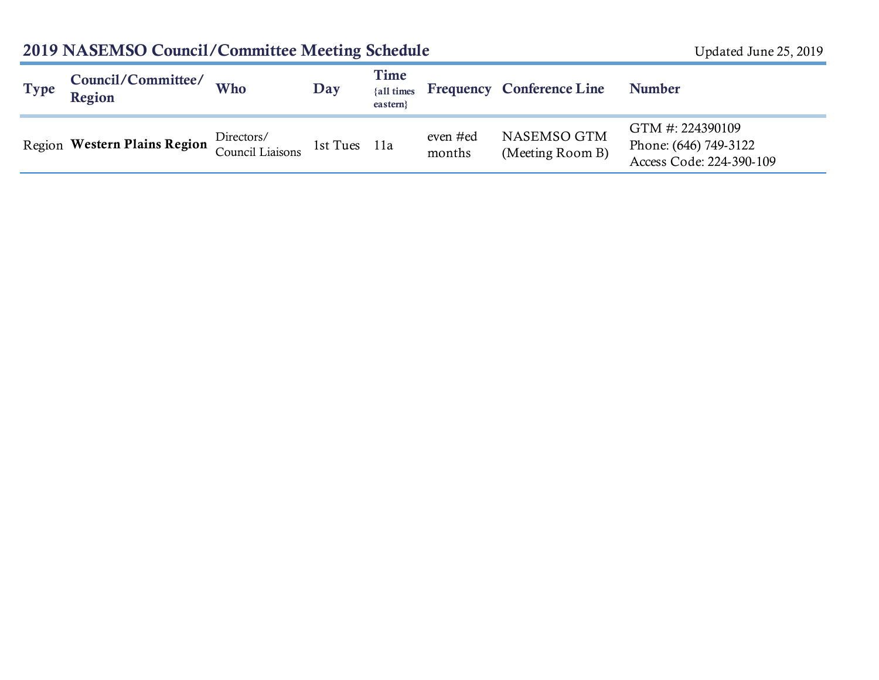## 2019 NASEMSO Council/Committee Meeting Schedule

Updated June 25, 2019

| Type | Council/Committee/ Region | Who | Day | Time {all times eastern} | Frequency | Conference Line | Number |
|---|---|---|---|---|---|---|---|
| Region | **Western Plains Region** | Directors/ Council Liaisons | 1st Tues | 11a | even #ed months | NASEMSO GTM (Meeting Room B) | GTM #: 224390109<br>Phone: (646) 749-3122<br>Access Code: 224-390-109 |